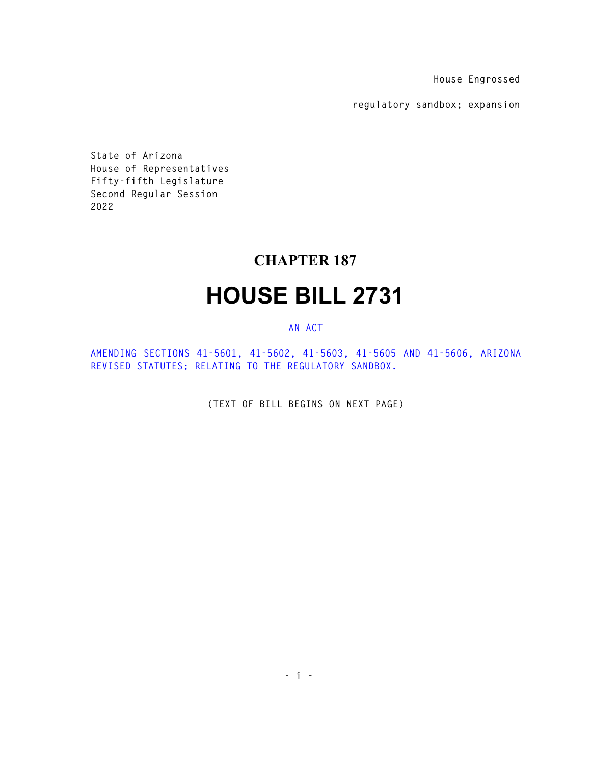House Engrossed

regulatory sandbox; expansion

State of Arizona
House of Representatives
Fifty-fifth Legislature
Second Regular Session
2022

# CHAPTER 187

# HOUSE BILL 2731

AN ACT

AMENDING SECTIONS 41-5601, 41-5602, 41-5603, 41-5605 AND 41-5606, ARIZONA REVISED STATUTES; RELATING TO THE REGULATORY SANDBOX.

(TEXT OF BILL BEGINS ON NEXT PAGE)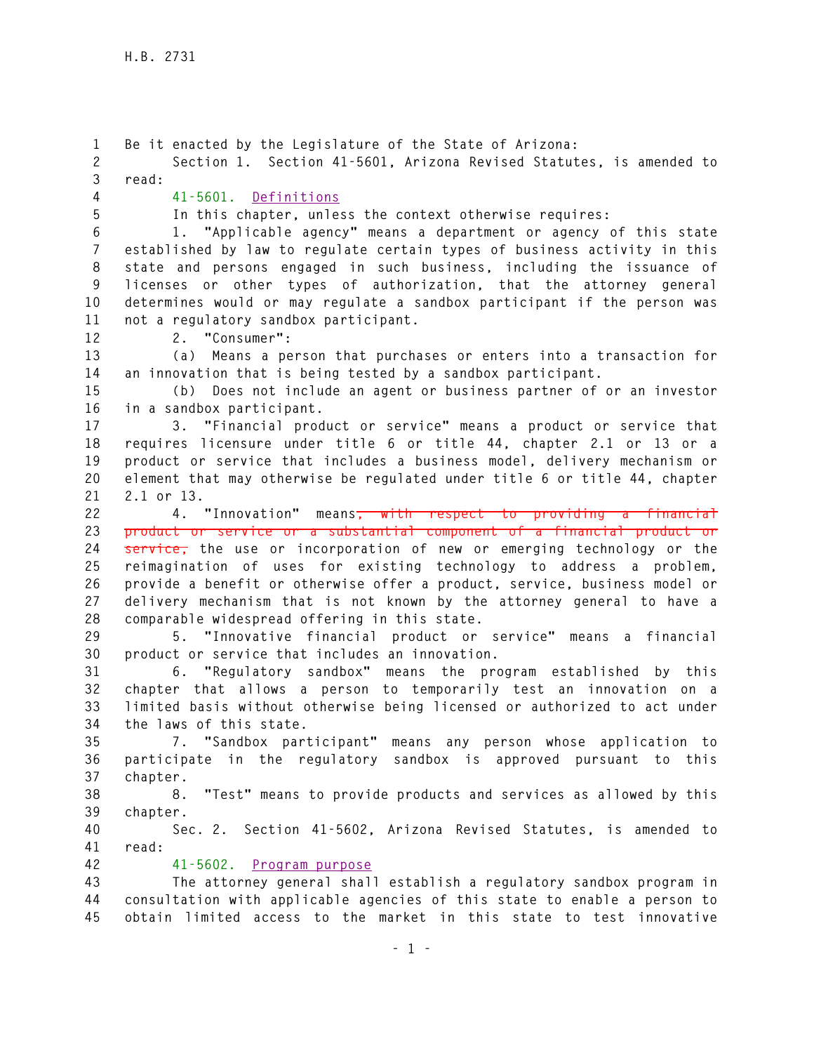Be it enacted by the Legislature of the State of Arizona:

Section 1. Section 41-5601, Arizona Revised Statutes, is amended to read:

41-5601. Definitions

In this chapter, unless the context otherwise requires:

1. "Applicable agency" means a department or agency of this state established by law to regulate certain types of business activity in this state and persons engaged in such business, including the issuance of licenses or other types of authorization, that the attorney general determines would or may regulate a sandbox participant if the person was not a regulatory sandbox participant.

2. "Consumer":

(a) Means a person that purchases or enters into a transaction for an innovation that is being tested by a sandbox participant.

(b) Does not include an agent or business partner of or an investor in a sandbox participant.

3. "Financial product or service" means a product or service that requires licensure under title 6 or title 44, chapter 2.1 or 13 or a product or service that includes a business model, delivery mechanism or element that may otherwise be regulated under title 6 or title 44, chapter 2.1 or 13.

4. "Innovation" means~~, with respect to providing a financial product or service or a substantial component of a financial product or service,~~ the use or incorporation of new or emerging technology or the reimagination of uses for existing technology to address a problem, provide a benefit or otherwise offer a product, service, business model or delivery mechanism that is not known by the attorney general to have a comparable widespread offering in this state.

5. "Innovative financial product or service" means a financial product or service that includes an innovation.

6. "Regulatory sandbox" means the program established by this chapter that allows a person to temporarily test an innovation on a limited basis without otherwise being licensed or authorized to act under the laws of this state.

7. "Sandbox participant" means any person whose application to participate in the regulatory sandbox is approved pursuant to this chapter.

8. "Test" means to provide products and services as allowed by this chapter.

Sec. 2. Section 41-5602, Arizona Revised Statutes, is amended to read:

41-5602. Program purpose

The attorney general shall establish a regulatory sandbox program in consultation with applicable agencies of this state to enable a person to obtain limited access to the market in this state to test innovative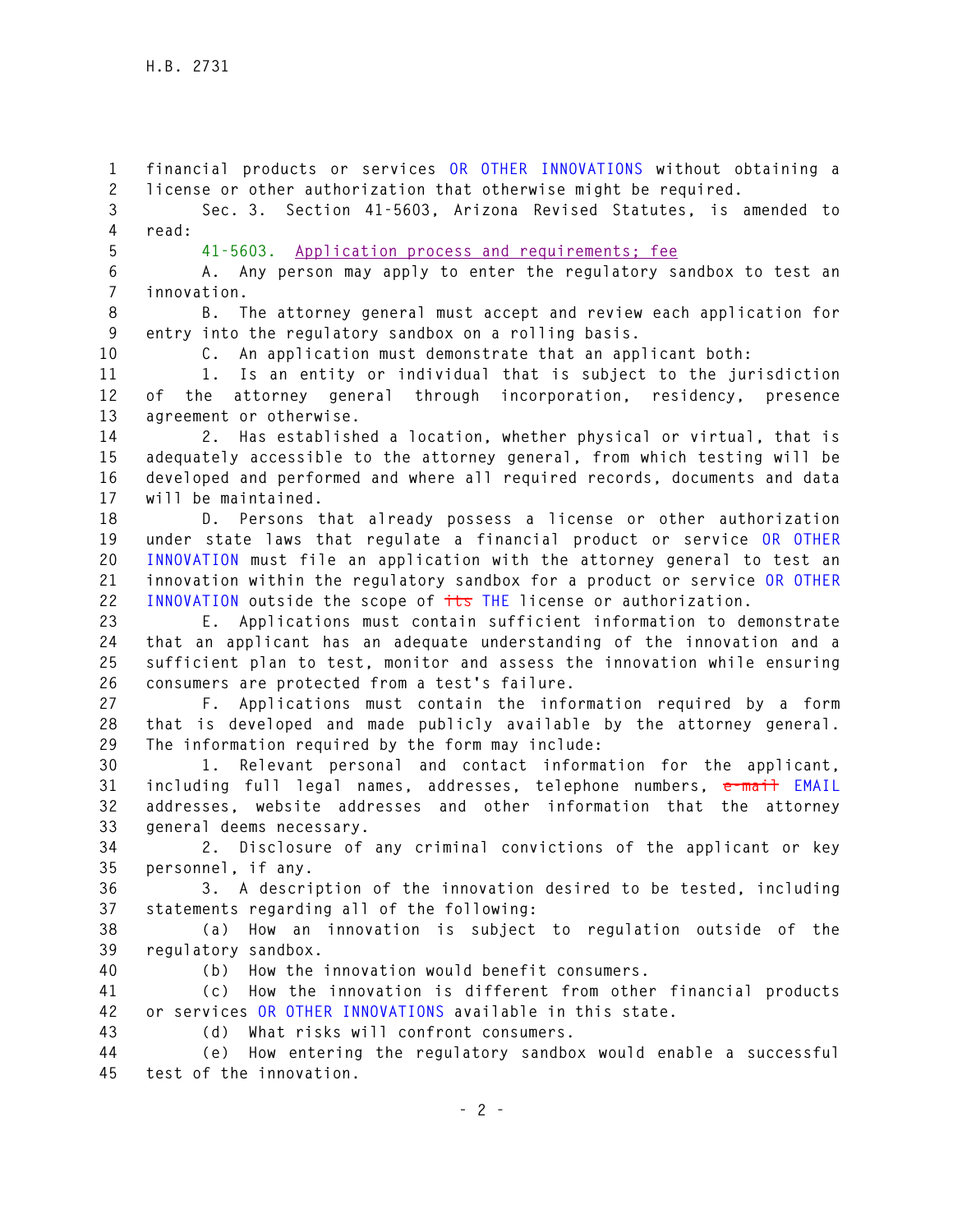financial products or services OR OTHER INNOVATIONS without obtaining a license or other authorization that otherwise might be required.

Sec. 3. Section 41-5603, Arizona Revised Statutes, is amended to read:

41-5603. Application process and requirements; fee

A. Any person may apply to enter the regulatory sandbox to test an innovation.

B. The attorney general must accept and review each application for entry into the regulatory sandbox on a rolling basis.

C. An application must demonstrate that an applicant both:

1. Is an entity or individual that is subject to the jurisdiction of the attorney general through incorporation, residency, presence agreement or otherwise.

2. Has established a location, whether physical or virtual, that is adequately accessible to the attorney general, from which testing will be developed and performed and where all required records, documents and data will be maintained.

D. Persons that already possess a license or other authorization under state laws that regulate a financial product or service OR OTHER INNOVATION must file an application with the attorney general to test an innovation within the regulatory sandbox for a product or service OR OTHER INNOVATION outside the scope of ~~its~~ THE license or authorization.

E. Applications must contain sufficient information to demonstrate that an applicant has an adequate understanding of the innovation and a sufficient plan to test, monitor and assess the innovation while ensuring consumers are protected from a test's failure.

F. Applications must contain the information required by a form that is developed and made publicly available by the attorney general. The information required by the form may include:

1. Relevant personal and contact information for the applicant, including full legal names, addresses, telephone numbers, ~~e-mail~~ EMAIL addresses, website addresses and other information that the attorney general deems necessary.

2. Disclosure of any criminal convictions of the applicant or key personnel, if any.

3. A description of the innovation desired to be tested, including statements regarding all of the following:

(a) How an innovation is subject to regulation outside of the regulatory sandbox.

(b) How the innovation would benefit consumers.

(c) How the innovation is different from other financial products or services OR OTHER INNOVATIONS available in this state.

(d) What risks will confront consumers.

(e) How entering the regulatory sandbox would enable a successful test of the innovation.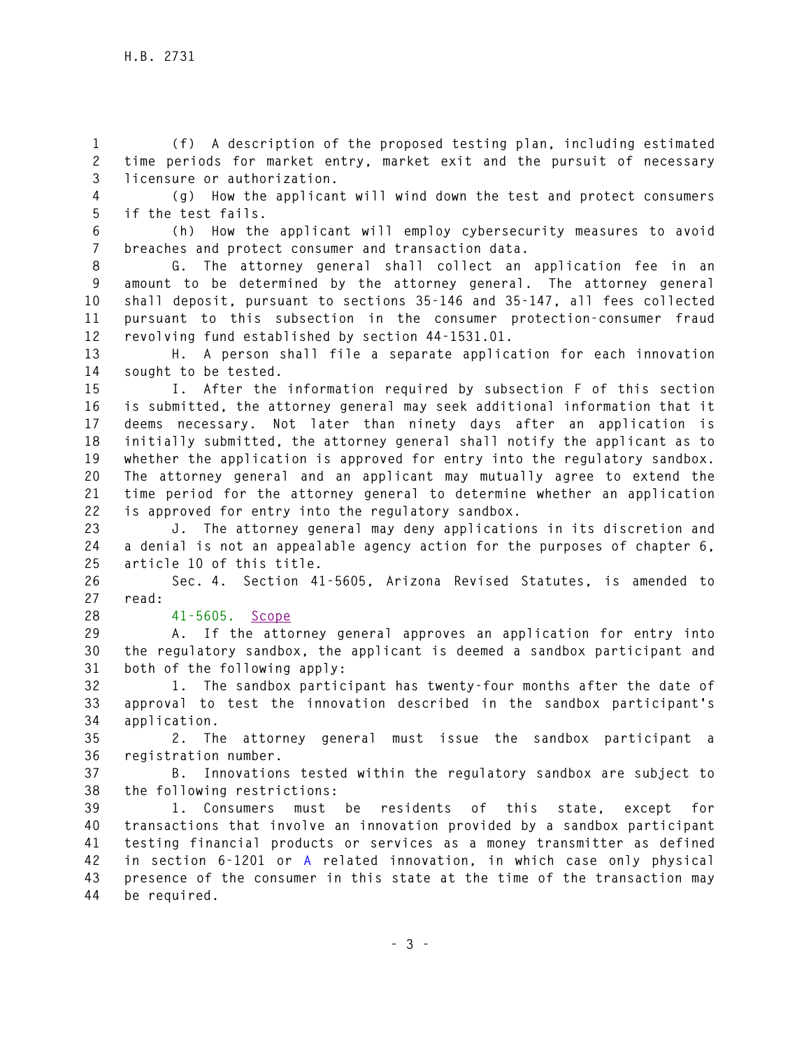(f) A description of the proposed testing plan, including estimated time periods for market entry, market exit and the pursuit of necessary licensure or authorization.

(g) How the applicant will wind down the test and protect consumers if the test fails.

(h) How the applicant will employ cybersecurity measures to avoid breaches and protect consumer and transaction data.

G. The attorney general shall collect an application fee in an amount to be determined by the attorney general. The attorney general shall deposit, pursuant to sections 35-146 and 35-147, all fees collected pursuant to this subsection in the consumer protection-consumer fraud revolving fund established by section 44-1531.01.

H. A person shall file a separate application for each innovation sought to be tested.

I. After the information required by subsection F of this section is submitted, the attorney general may seek additional information that it deems necessary. Not later than ninety days after an application is initially submitted, the attorney general shall notify the applicant as to whether the application is approved for entry into the regulatory sandbox. The attorney general and an applicant may mutually agree to extend the time period for the attorney general to determine whether an application is approved for entry into the regulatory sandbox.

J. The attorney general may deny applications in its discretion and a denial is not an appealable agency action for the purposes of chapter 6, article 10 of this title.

Sec. 4. Section 41-5605, Arizona Revised Statutes, is amended to read:

41-5605. Scope

A. If the attorney general approves an application for entry into the regulatory sandbox, the applicant is deemed a sandbox participant and both of the following apply:

1. The sandbox participant has twenty-four months after the date of approval to test the innovation described in the sandbox participant's application.

2. The attorney general must issue the sandbox participant a registration number.

B. Innovations tested within the regulatory sandbox are subject to the following restrictions:

1. Consumers must be residents of this state, except for transactions that involve an innovation provided by a sandbox participant testing financial products or services as a money transmitter as defined in section 6-1201 or A related innovation, in which case only physical presence of the consumer in this state at the time of the transaction may be required.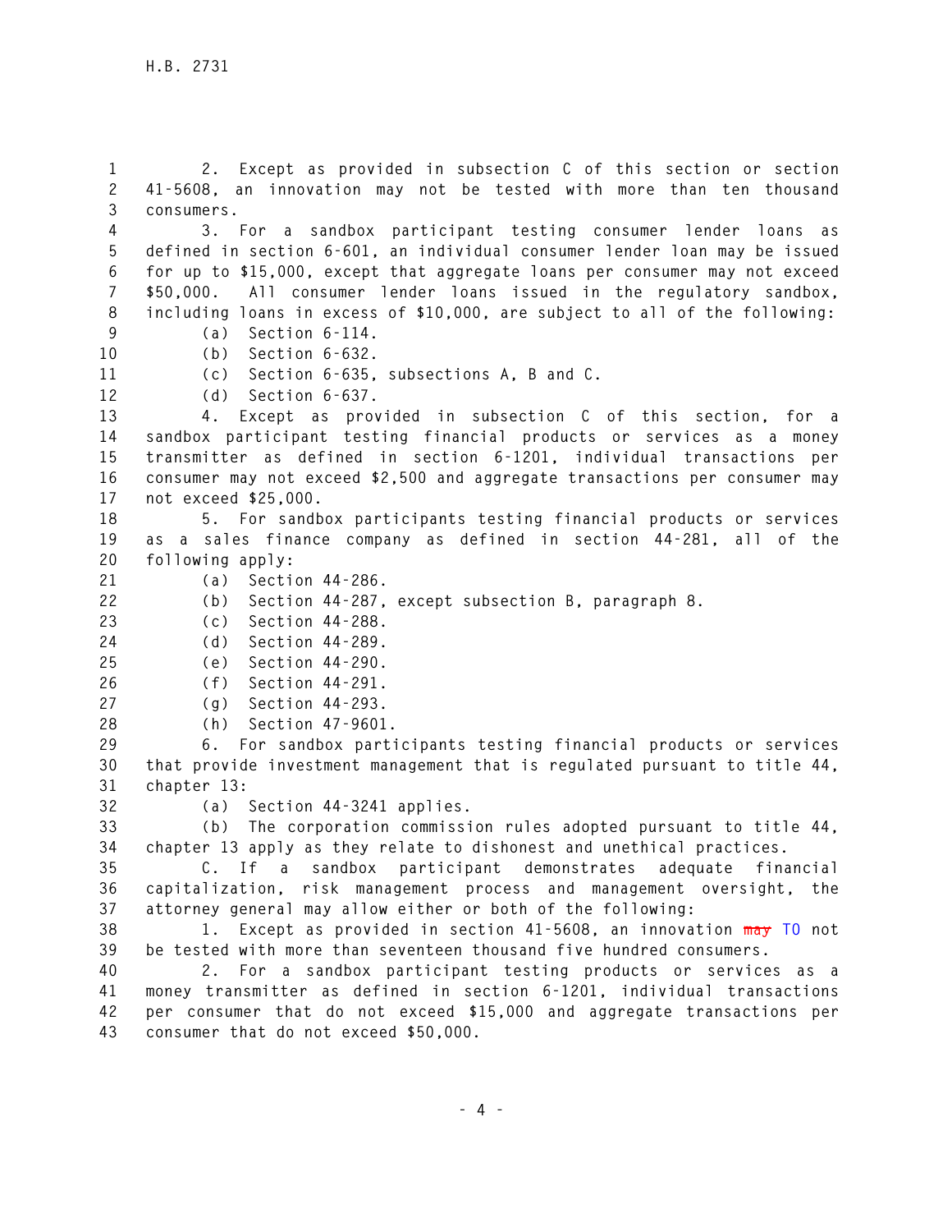2. Except as provided in subsection C of this section or section 41-5608, an innovation may not be tested with more than ten thousand consumers.

3. For a sandbox participant testing consumer lender loans as defined in section 6-601, an individual consumer lender loan may be issued for up to $15,000, except that aggregate loans per consumer may not exceed $50,000. All consumer lender loans issued in the regulatory sandbox, including loans in excess of $10,000, are subject to all of the following:

(a) Section 6-114.

(b) Section 6-632.

(c) Section 6-635, subsections A, B and C.

(d) Section 6-637.

4. Except as provided in subsection C of this section, for a sandbox participant testing financial products or services as a money transmitter as defined in section 6-1201, individual transactions per consumer may not exceed $2,500 and aggregate transactions per consumer may not exceed $25,000.

5. For sandbox participants testing financial products or services as a sales finance company as defined in section 44-281, all of the following apply:

(a) Section 44-286.

(b) Section 44-287, except subsection B, paragraph 8.

(c) Section 44-288.

(d) Section 44-289.

(e) Section 44-290.

(f) Section 44-291.

(g) Section 44-293.

(h) Section 47-9601.

6. For sandbox participants testing financial products or services that provide investment management that is regulated pursuant to title 44, chapter 13:

(a) Section 44-3241 applies.

(b) The corporation commission rules adopted pursuant to title 44, chapter 13 apply as they relate to dishonest and unethical practices.

C. If a sandbox participant demonstrates adequate financial capitalization, risk management process and management oversight, the attorney general may allow either or both of the following:

1. Except as provided in section 41-5608, an innovation ~~may~~ TO not be tested with more than seventeen thousand five hundred consumers.

2. For a sandbox participant testing products or services as a money transmitter as defined in section 6-1201, individual transactions per consumer that do not exceed $15,000 and aggregate transactions per consumer that do not exceed $50,000.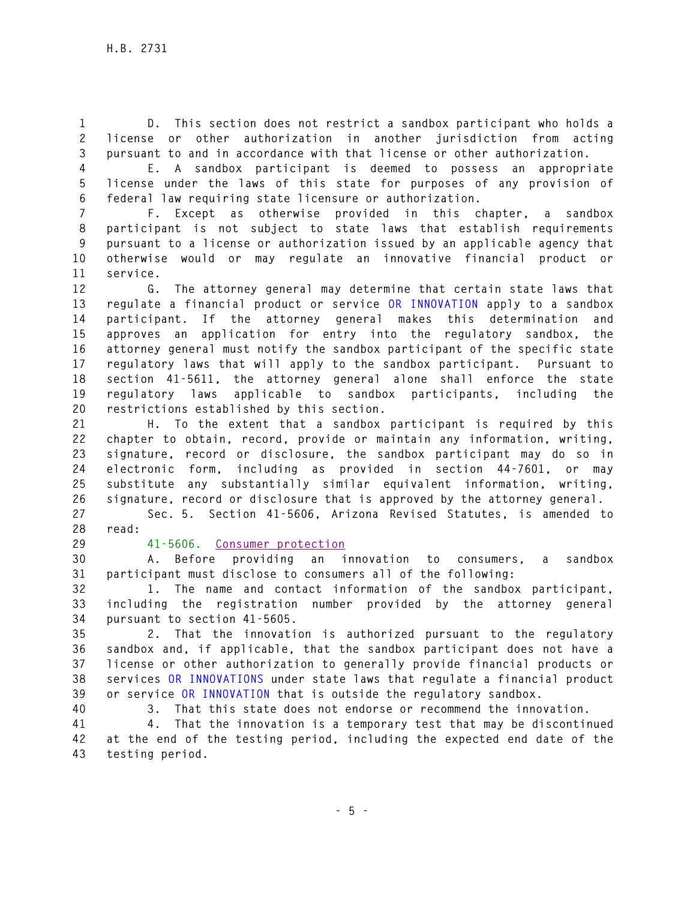D. This section does not restrict a sandbox participant who holds a license or other authorization in another jurisdiction from acting pursuant to and in accordance with that license or other authorization.

E. A sandbox participant is deemed to possess an appropriate license under the laws of this state for purposes of any provision of federal law requiring state licensure or authorization.

F. Except as otherwise provided in this chapter, a sandbox participant is not subject to state laws that establish requirements pursuant to a license or authorization issued by an applicable agency that otherwise would or may regulate an innovative financial product or service.

G. The attorney general may determine that certain state laws that regulate a financial product or service OR INNOVATION apply to a sandbox participant. If the attorney general makes this determination and approves an application for entry into the regulatory sandbox, the attorney general must notify the sandbox participant of the specific state regulatory laws that will apply to the sandbox participant. Pursuant to section 41-5611, the attorney general alone shall enforce the state regulatory laws applicable to sandbox participants, including the restrictions established by this section.

H. To the extent that a sandbox participant is required by this chapter to obtain, record, provide or maintain any information, writing, signature, record or disclosure, the sandbox participant may do so in electronic form, including as provided in section 44-7601, or may substitute any substantially similar equivalent information, writing, signature, record or disclosure that is approved by the attorney general.

Sec. 5. Section 41-5606, Arizona Revised Statutes, is amended to read:

41-5606. Consumer protection

A. Before providing an innovation to consumers, a sandbox participant must disclose to consumers all of the following:

1. The name and contact information of the sandbox participant, including the registration number provided by the attorney general pursuant to section 41-5605.

2. That the innovation is authorized pursuant to the regulatory sandbox and, if applicable, that the sandbox participant does not have a license or other authorization to generally provide financial products or services OR INNOVATIONS under state laws that regulate a financial product or service OR INNOVATION that is outside the regulatory sandbox.

3. That this state does not endorse or recommend the innovation.

4. That the innovation is a temporary test that may be discontinued at the end of the testing period, including the expected end date of the testing period.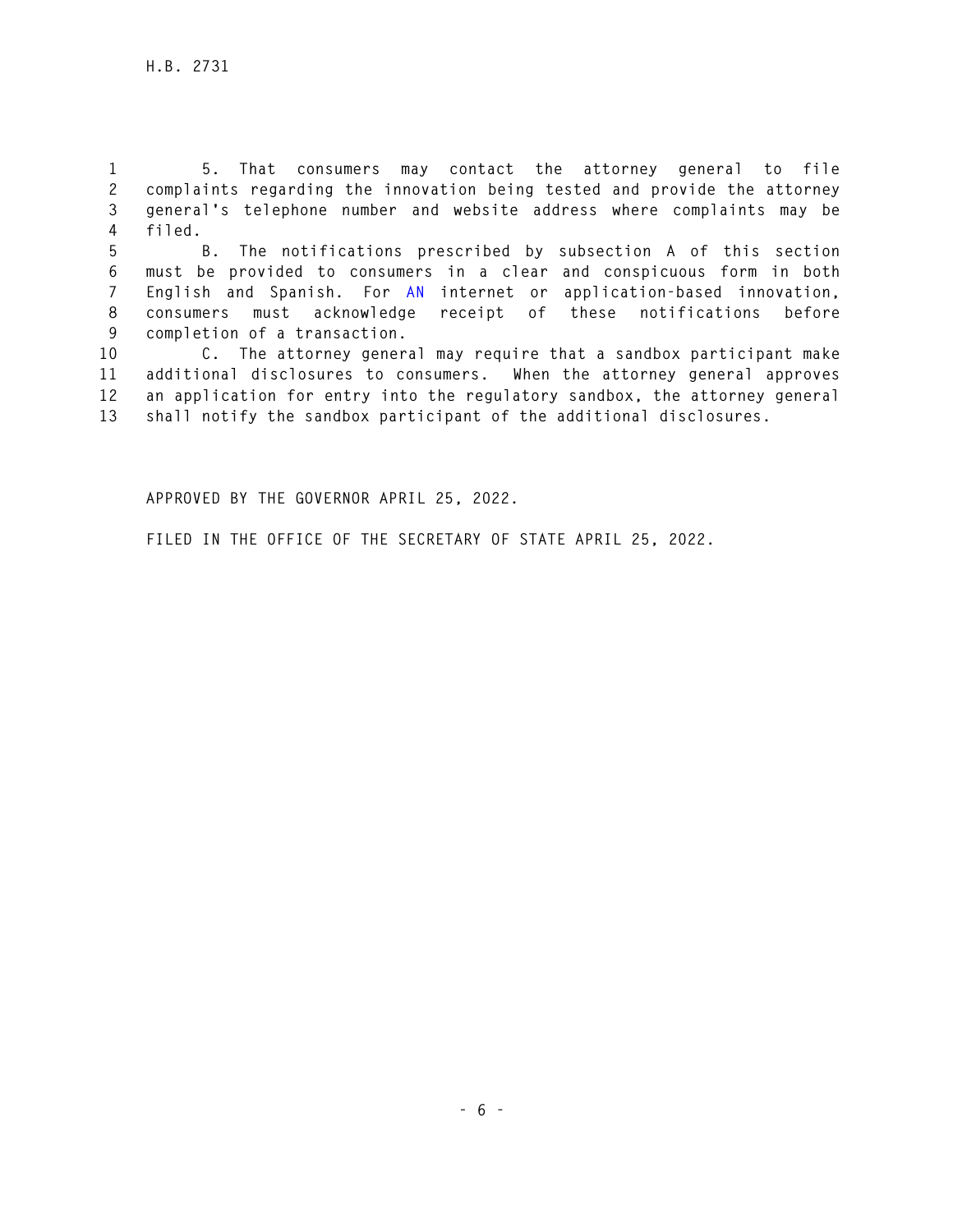5. That consumers may contact the attorney general to file complaints regarding the innovation being tested and provide the attorney general's telephone number and website address where complaints may be filed.

B. The notifications prescribed by subsection A of this section must be provided to consumers in a clear and conspicuous form in both English and Spanish. For AN internet or application-based innovation, consumers must acknowledge receipt of these notifications before completion of a transaction.

C. The attorney general may require that a sandbox participant make additional disclosures to consumers. When the attorney general approves an application for entry into the regulatory sandbox, the attorney general shall notify the sandbox participant of the additional disclosures.

APPROVED BY THE GOVERNOR APRIL 25, 2022.

FILED IN THE OFFICE OF THE SECRETARY OF STATE APRIL 25, 2022.